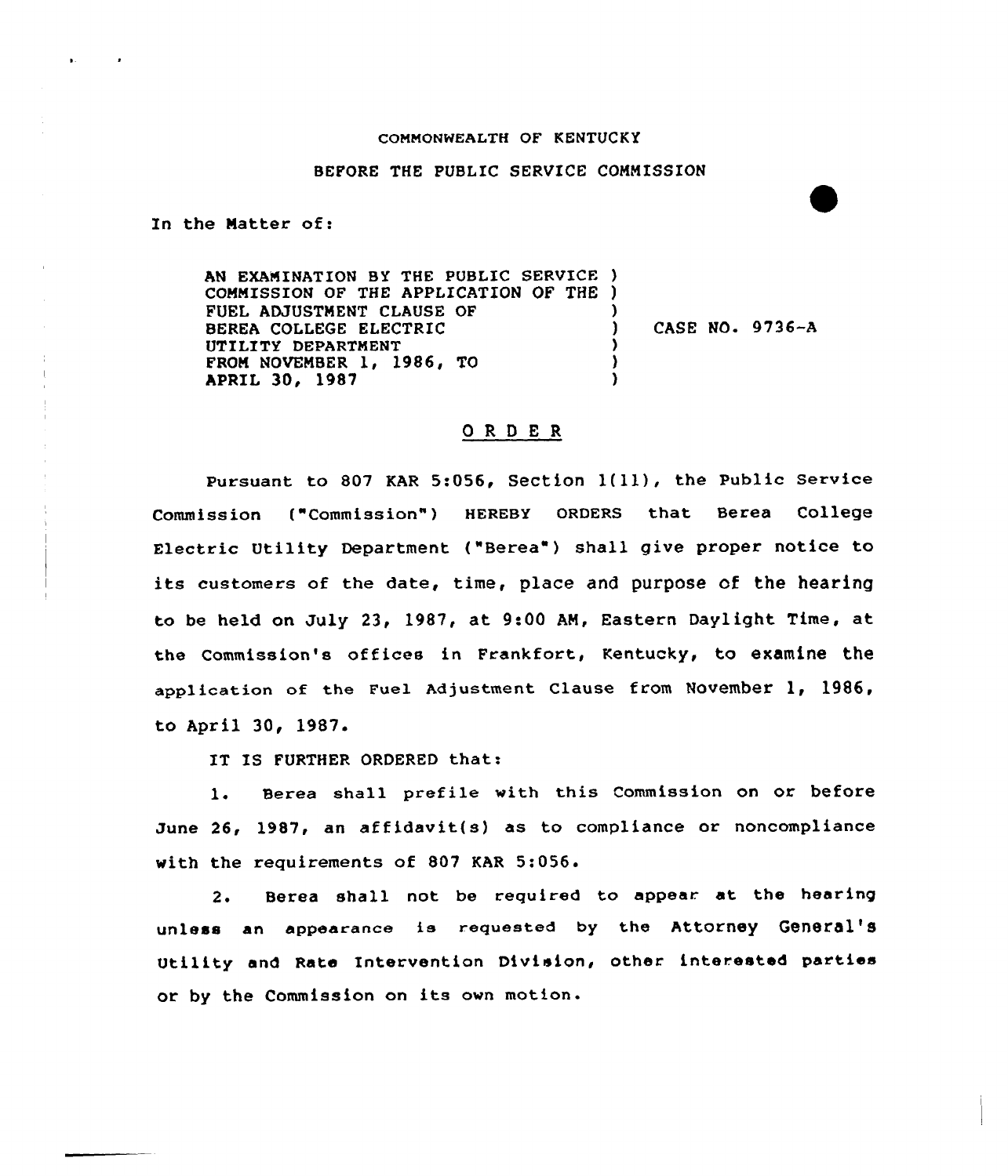COMMONWEALTH OF KENTUCKY

BEFORE THE PUBLIC SERVICE COMMISSION

In the Matter of:

AN EXAMINATION BY THE PUBLIC SERVICE COMMISSION OF THE APPLICATION OF THE FUEL ADJUSTMENT CLAUSE OF BEREA COLLEGE ELECTRIC UTILITY DEPARTMENT FROM NOVEMBER 1, 1986, TO APRIL 30, 1987 ) CASE NO. 9736-A

## O R D E R

Pursuant to 807 KAR 5:056, Section 1(11), the Public Service Commission ("Commission") HEREBY ORDERS that Berea College Electric Utility Department ("Berea") shall give proper notice to its customers of the date, time, place and purpose of the hearing to be held on July 23, 1987, at 9:00 AM, Eastern Daylight Time, at the Commission's offices in Frankfort, Kentucky, to examine the application of the Fuel Adjustment Clause from November 1, 1986, to April 30, 1987.

IT IS FURTHER ORDERED that:

1. Berea shall prefile with this Commission on or before June 26, 1987, an affidavit(s) as to compliance or noncompliance with the requirements of 807 KAR 5:056.

2. Berea shall not be required to appear at the hearing unless an appearance is requested by the Attorney General's Utility and Rate Intervention Division, other interested parties or by the Commission on its own motion.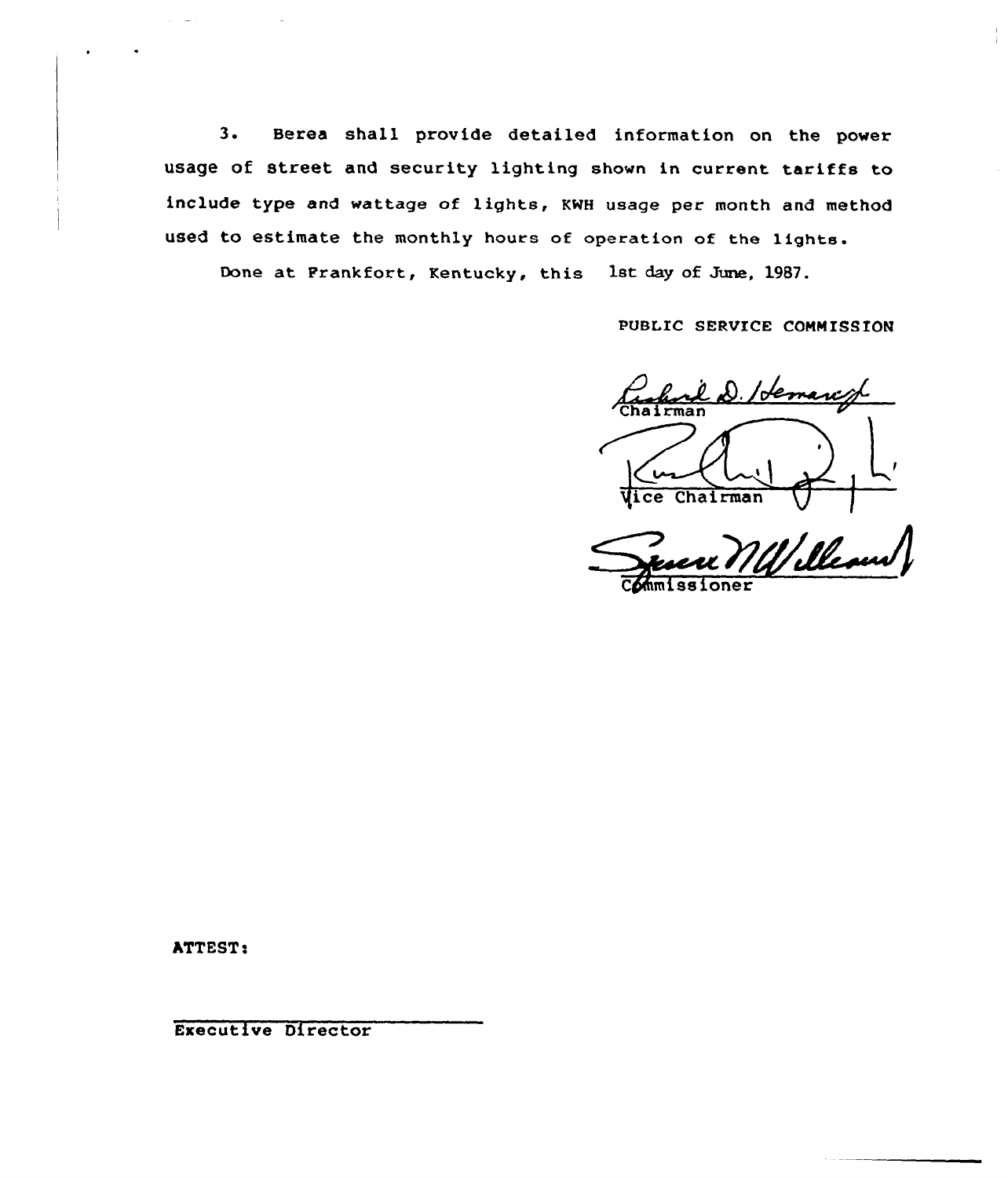3. Berea shall provide detailed information on the power usage of street and security lighting shown in current tariffs to include type and wattage of lights, KWH usage per month and method used to estimate the monthly hours of operation of the lights.

Done at Frankfort, Kentucky, this 1st day of June, 1987.

PUBLIC SERVICE COMMISSION

Chairman

Vice Chairman

Commissioner

ATTEST:

Executive Director